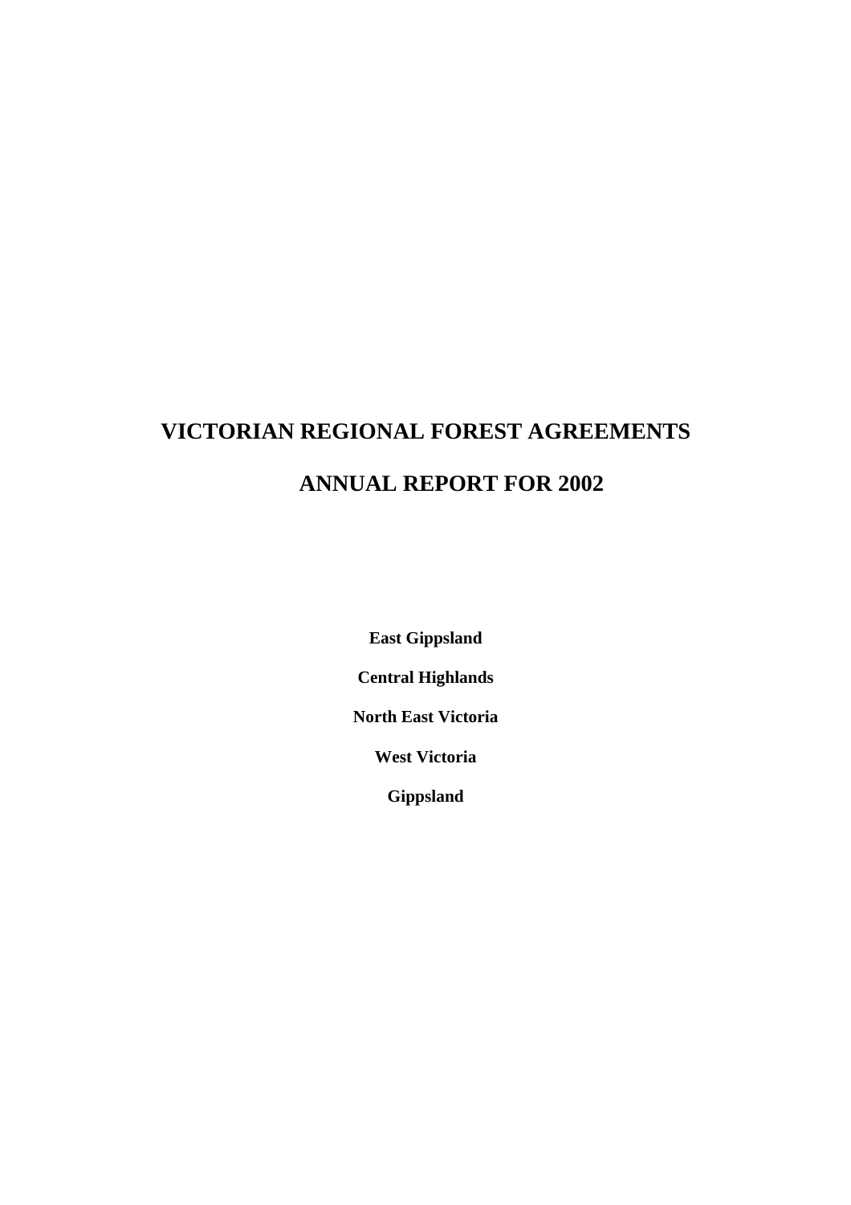# VICTORIAN REGIONAL FOREST AGREEMENTS

# ANNUAL REPORT FOR 2002

**East Gippsland**

**Central Highlands**

**North East Victoria**

**West Victoria**

**Gippsland**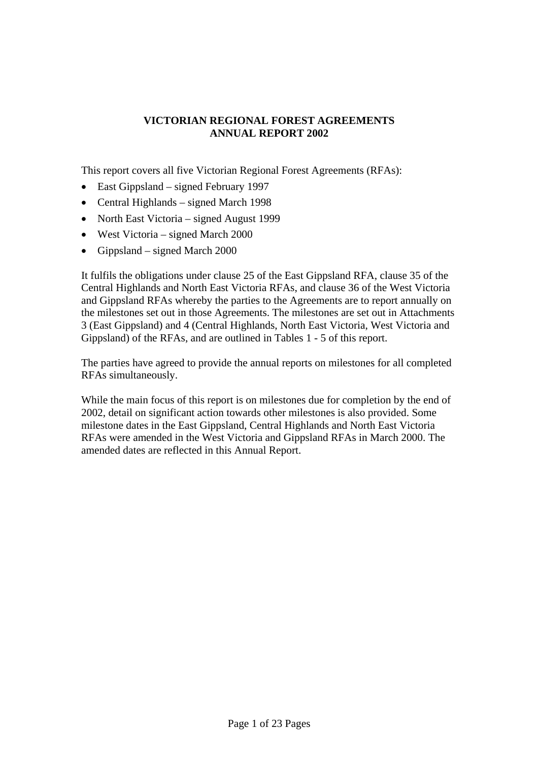**VICTORIAN REGIONAL FOREST AGREEMENTS**
**ANNUAL REPORT 2002**

This report covers all five Victorian Regional Forest Agreements (RFAs):

- East Gippsland – signed February 1997
- Central Highlands – signed March 1998
- North East Victoria – signed August 1999
- West Victoria – signed March 2000
- Gippsland – signed March 2000

It fulfils the obligations under clause 25 of the East Gippsland RFA, clause 35 of the Central Highlands and North East Victoria RFAs, and clause 36 of the West Victoria and Gippsland RFAs whereby the parties to the Agreements are to report annually on the milestones set out in those Agreements. The milestones are set out in Attachments 3 (East Gippsland) and 4 (Central Highlands, North East Victoria, West Victoria and Gippsland) of the RFAs, and are outlined in Tables 1 - 5 of this report.

The parties have agreed to provide the annual reports on milestones for all completed RFAs simultaneously.

While the main focus of this report is on milestones due for completion by the end of 2002, detail on significant action towards other milestones is also provided. Some milestone dates in the East Gippsland, Central Highlands and North East Victoria RFAs were amended in the West Victoria and Gippsland RFAs in March 2000. The amended dates are reflected in this Annual Report.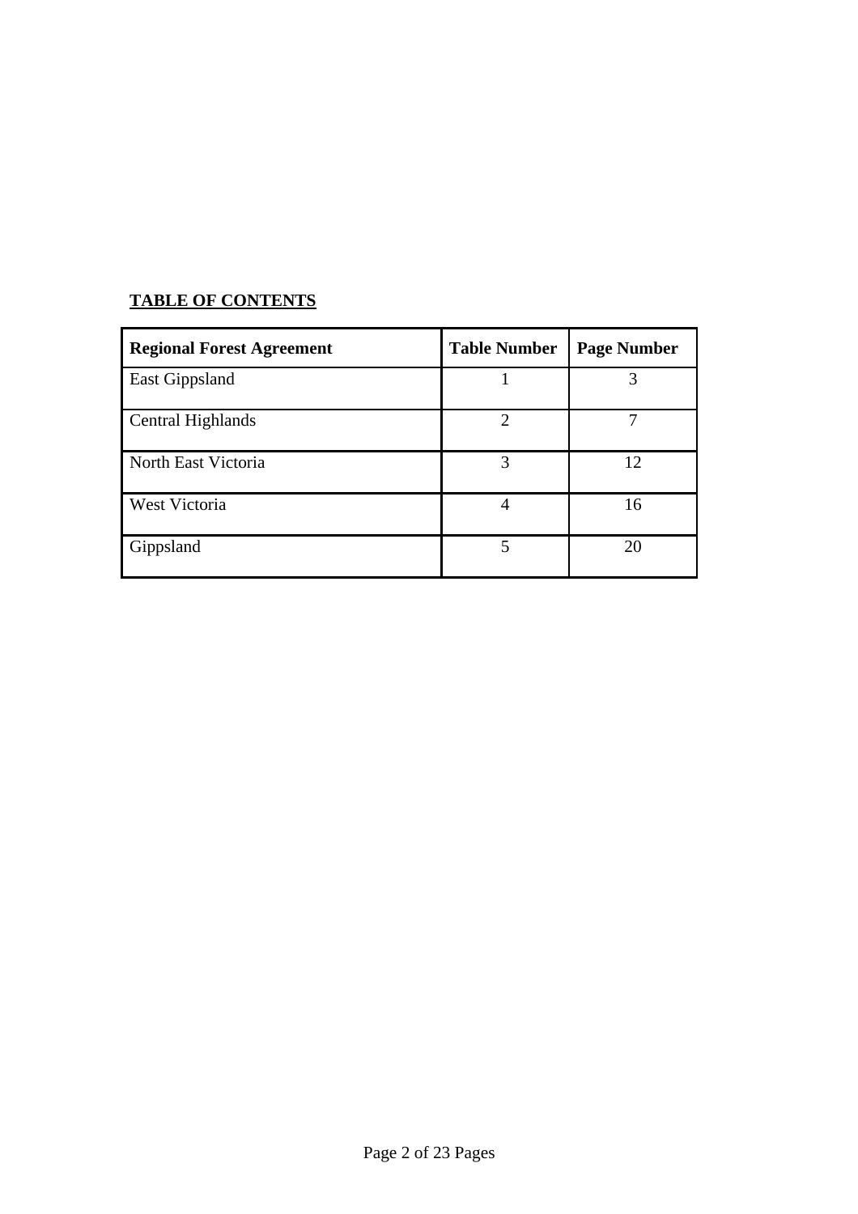**TABLE OF CONTENTS**

| **Regional Forest Agreement** | **Table Number** | **Page Number** |
|---|---|---|
| East Gippsland | 1 | 3 |
| Central Highlands | 2 | 7 |
| North East Victoria | 3 | 12 |
| West Victoria | 4 | 16 |
| Gippsland | 5 | 20 |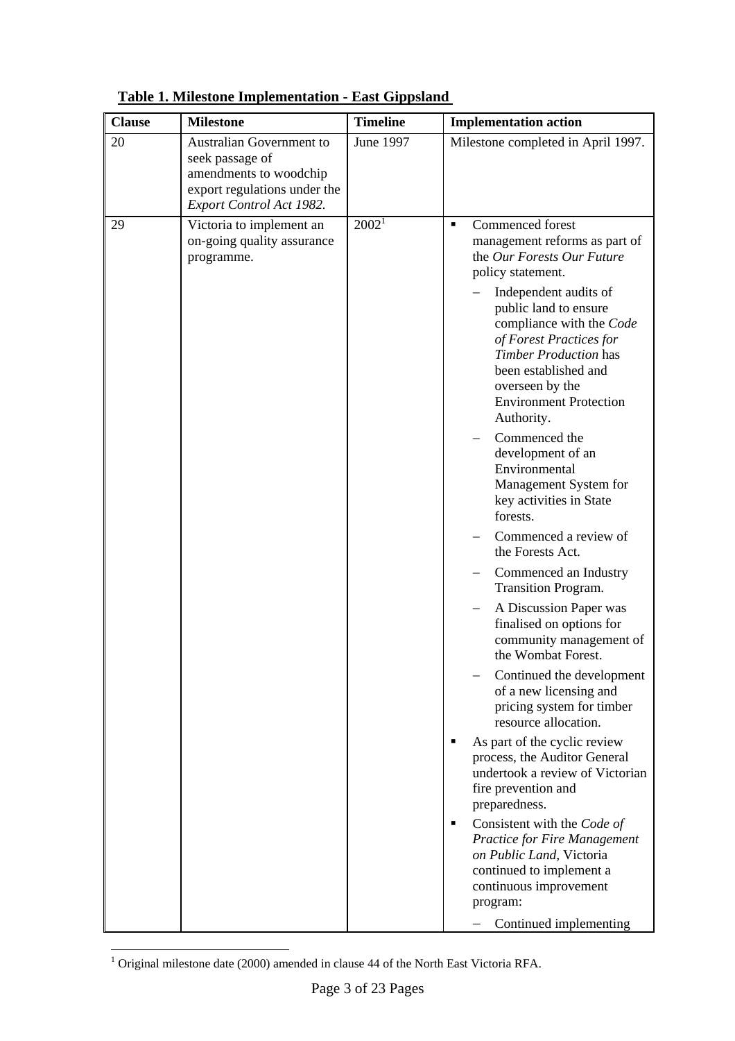**Table 1. Milestone Implementation - East Gippsland**

| Clause | Milestone | Timeline | Implementation action |
| --- | --- | --- | --- |
| 20 | Australian Government to seek passage of amendments to woodchip export regulations under the *Export Control Act 1982.* | June 1997 | Milestone completed in April 1997. |
| 29 | Victoria to implement an on-going quality assurance programme. | 2002[1] | ▪ Commenced forest management reforms as part of the *Our Forests Our Future* policy statement.<br>– Independent audits of public land to ensure compliance with the *Code of Forest Practices for Timber Production* has been established and overseen by the Environment Protection Authority.<br>– Commenced the development of an Environmental Management System for key activities in State forests.<br>– Commenced a review of the Forests Act.<br>– Commenced an Industry Transition Program.<br>– A Discussion Paper was finalised on options for community management of the Wombat Forest.<br>– Continued the development of a new licensing and pricing system for timber resource allocation.<br>▪ As part of the cyclic review process, the Auditor General undertook a review of Victorian fire prevention and preparedness.<br>▪ Consistent with the *Code of Practice for Fire Management on Public Land*, Victoria continued to implement a continuous improvement program:<br>– Continued implementing |

[1] Original milestone date (2000) amended in clause 44 of the North East Victoria RFA.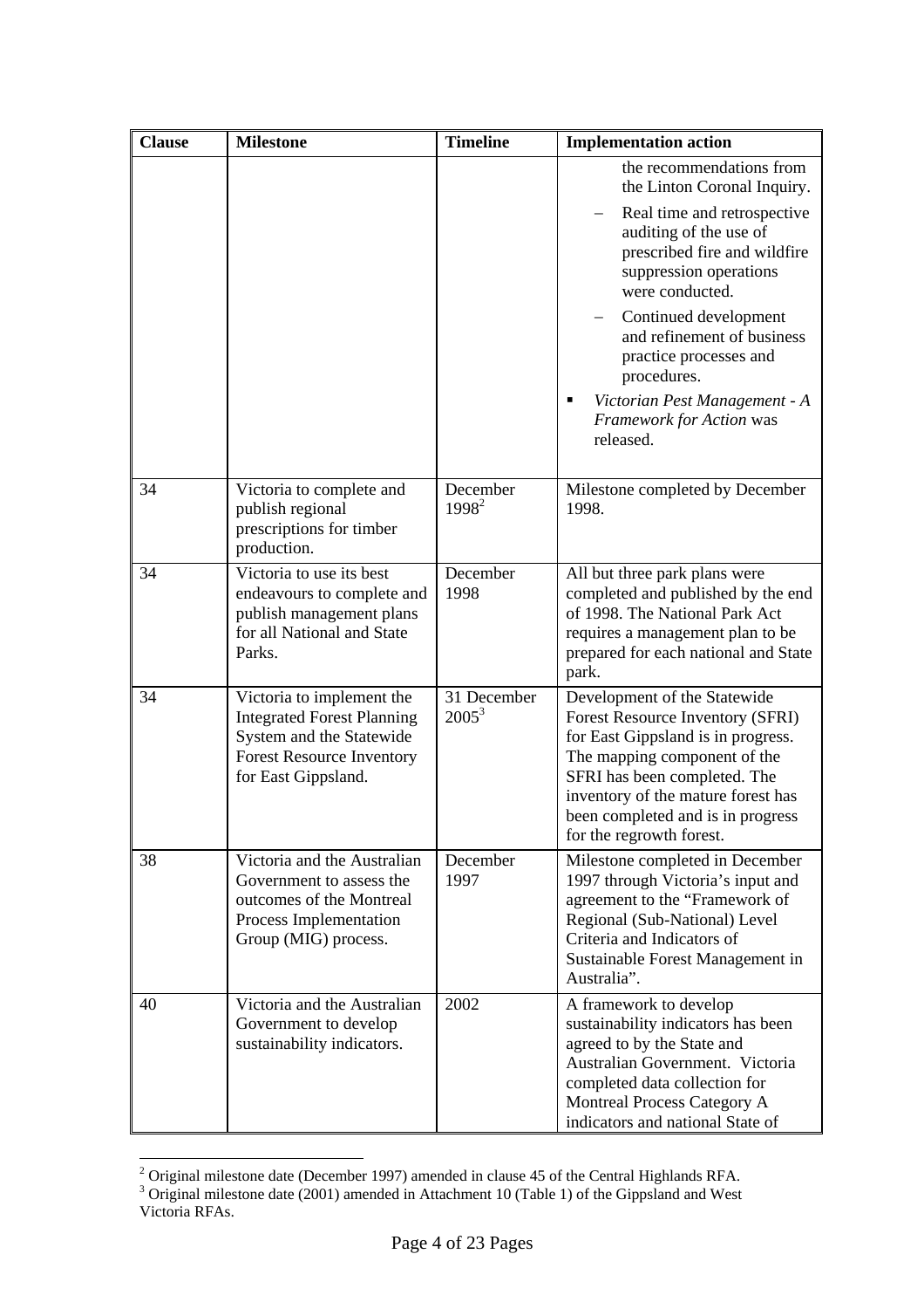| Clause | Milestone | Timeline | Implementation action |
|---|---|---|---|
| | | | the recommendations from the Linton Coronal Inquiry.<br>– Real time and retrospective auditing of the use of prescribed fire and wildfire suppression operations were conducted.<br>– Continued development and refinement of business practice processes and procedures.<br>▪ *Victorian Pest Management - A Framework for Action* was released. |
| 34 | Victoria to complete and publish regional prescriptions for timber production. | December 1998[2] | Milestone completed by December 1998. |
| 34 | Victoria to use its best endeavours to complete and publish management plans for all National and State Parks. | December 1998 | All but three park plans were completed and published by the end of 1998. The National Park Act requires a management plan to be prepared for each national and State park. |
| 34 | Victoria to implement the Integrated Forest Planning System and the Statewide Forest Resource Inventory for East Gippsland. | 31 December 2005[3] | Development of the Statewide Forest Resource Inventory (SFRI) for East Gippsland is in progress. The mapping component of the SFRI has been completed. The inventory of the mature forest has been completed and is in progress for the regrowth forest. |
| 38 | Victoria and the Australian Government to assess the outcomes of the Montreal Process Implementation Group (MIG) process. | December 1997 | Milestone completed in December 1997 through Victoria's input and agreement to the "Framework of Regional (Sub-National) Level Criteria and Indicators of Sustainable Forest Management in Australia". |
| 40 | Victoria and the Australian Government to develop sustainability indicators. | 2002 | A framework to develop sustainability indicators has been agreed to by the State and Australian Government. Victoria completed data collection for Montreal Process Category A indicators and national State of |

[2] Original milestone date (December 1997) amended in clause 45 of the Central Highlands RFA.

[3] Original milestone date (2001) amended in Attachment 10 (Table 1) of the Gippsland and West Victoria RFAs.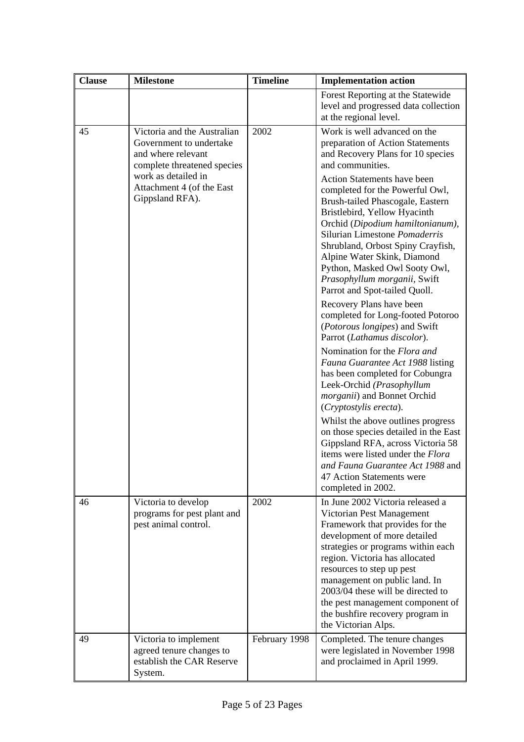| Clause | Milestone | Timeline | Implementation action |
|---|---|---|---|
| | | | Forest Reporting at the Statewide level and progressed data collection at the regional level. |
| 45 | Victoria and the Australian Government to undertake and where relevant complete threatened species work as detailed in Attachment 4 (of the East Gippsland RFA). | 2002 | Work is well advanced on the preparation of Action Statements and Recovery Plans for 10 species and communities.<br><br>Action Statements have been completed for the Powerful Owl, Brush-tailed Phascogale, Eastern Bristlebird, Yellow Hyacinth Orchid (*Dipodium hamiltonianum*), Silurian Limestone *Pomaderris* Shrubland, Orbost Spiny Crayfish, Alpine Water Skink, Diamond Python, Masked Owl Sooty Owl, *Prasophyllum morganii*, Swift Parrot and Spot-tailed Quoll.<br><br>Recovery Plans have been completed for Long-footed Potoroo (*Potorous longipes*) and Swift Parrot (*Lathamus discolor*).<br><br>Nomination for the *Flora and Fauna Guarantee Act 1988* listing has been completed for Cobungra Leek-Orchid (*Prasophyllum morganii*) and Bonnet Orchid (*Cryptostylis erecta*).<br><br>Whilst the above outlines progress on those species detailed in the East Gippsland RFA, across Victoria 58 items were listed under the *Flora and Fauna Guarantee Act 1988* and 47 Action Statements were completed in 2002. |
| 46 | Victoria to develop programs for pest plant and pest animal control. | 2002 | In June 2002 Victoria released a Victorian Pest Management Framework that provides for the development of more detailed strategies or programs within each region. Victoria has allocated resources to step up pest management on public land. In 2003/04 these will be directed to the pest management component of the bushfire recovery program in the Victorian Alps. |
| 49 | Victoria to implement agreed tenure changes to establish the CAR Reserve System. | February 1998 | Completed. The tenure changes were legislated in November 1998 and proclaimed in April 1999. |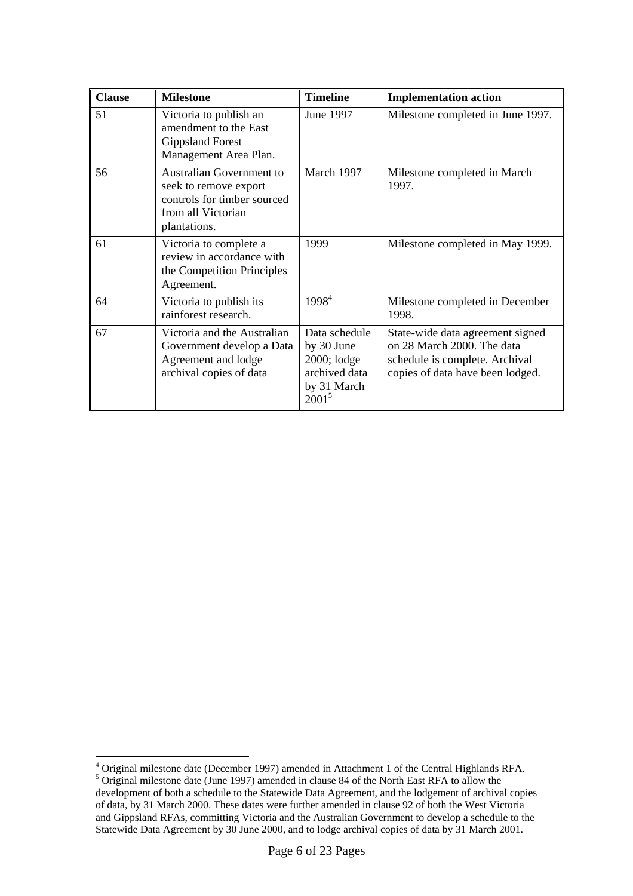| Clause | Milestone | Timeline | Implementation action |
|---|---|---|---|
| 51 | Victoria to publish an amendment to the East Gippsland Forest Management Area Plan. | June 1997 | Milestone completed in June 1997. |
| 56 | Australian Government to seek to remove export controls for timber sourced from all Victorian plantations. | March 1997 | Milestone completed in March 1997. |
| 61 | Victoria to complete a review in accordance with the Competition Principles Agreement. | 1999 | Milestone completed in May 1999. |
| 64 | Victoria to publish its rainforest research. | 1998[4] | Milestone completed in December 1998. |
| 67 | Victoria and the Australian Government develop a Data Agreement and lodge archival copies of data | Data schedule by 30 June 2000; lodge archived data by 31 March 2001[5] | State-wide data agreement signed on 28 March 2000. The data schedule is complete. Archival copies of data have been lodged. |

[4] Original milestone date (December 1997) amended in Attachment 1 of the Central Highlands RFA.

[5] Original milestone date (June 1997) amended in clause 84 of the North East RFA to allow the development of both a schedule to the Statewide Data Agreement, and the lodgement of archival copies of data, by 31 March 2000. These dates were further amended in clause 92 of both the West Victoria and Gippsland RFAs, committing Victoria and the Australian Government to develop a schedule to the Statewide Data Agreement by 30 June 2000, and to lodge archival copies of data by 31 March 2001.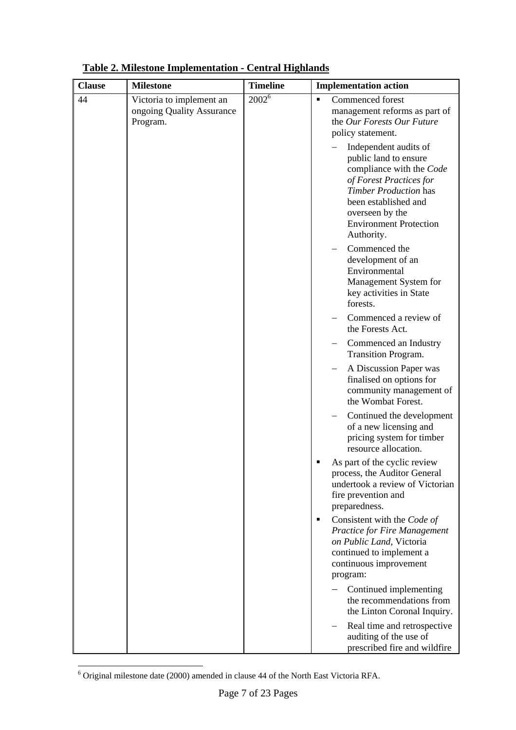**Table 2. Milestone Implementation - Central Highlands**

| Clause | Milestone | Timeline | Implementation action |
|---|---|---|---|
| 44 | Victoria to implement an ongoing Quality Assurance Program. | 2002[6] | ▪ Commenced forest management reforms as part of the *Our Forests Our Future* policy statement.<br>– Independent audits of public land to ensure compliance with the *Code of Forest Practices for Timber Production* has been established and overseen by the Environment Protection Authority.<br>– Commenced the development of an Environmental Management System for key activities in State forests.<br>– Commenced a review of the Forests Act.<br>– Commenced an Industry Transition Program.<br>– A Discussion Paper was finalised on options for community management of the Wombat Forest.<br>– Continued the development of a new licensing and pricing system for timber resource allocation.<br>▪ As part of the cyclic review process, the Auditor General undertook a review of Victorian fire prevention and preparedness.<br>▪ Consistent with the *Code of Practice for Fire Management on Public Land*, Victoria continued to implement a continuous improvement program:<br>– Continued implementing the recommendations from the Linton Coronal Inquiry.<br>– Real time and retrospective auditing of the use of prescribed fire and wildfire |

[6] Original milestone date (2000) amended in clause 44 of the North East Victoria RFA.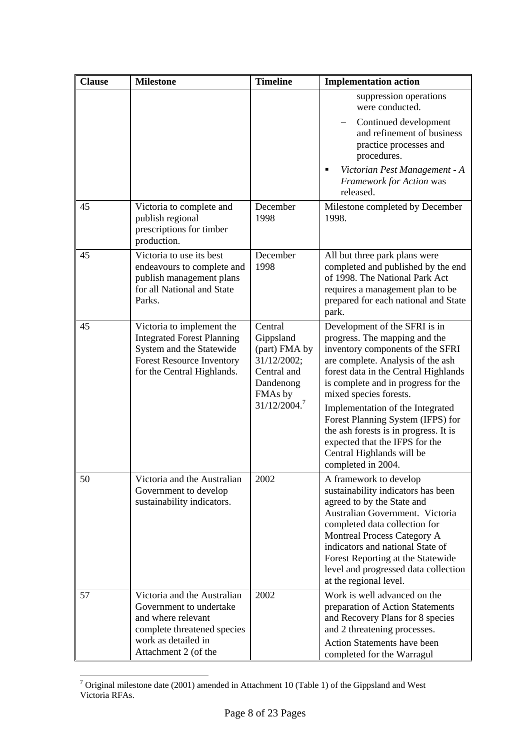| Clause | Milestone | Timeline | Implementation action |
|---|---|---|---|
| | | | suppression operations were conducted.<br>– Continued development and refinement of business practice processes and procedures.<br>▪ *Victorian Pest Management - A Framework for Action* was released. |
| 45 | Victoria to complete and publish regional prescriptions for timber production. | December 1998 | Milestone completed by December 1998. |
| 45 | Victoria to use its best endeavours to complete and publish management plans for all National and State Parks. | December 1998 | All but three park plans were completed and published by the end of 1998. The National Park Act requires a management plan to be prepared for each national and State park. |
| 45 | Victoria to implement the Integrated Forest Planning System and the Statewide Forest Resource Inventory for the Central Highlands. | Central Gippsland (part) FMA by 31/12/2002; Central and Dandenong FMAs by 31/12/2004.[7] | Development of the SFRI is in progress. The mapping and the inventory components of the SFRI are complete. Analysis of the ash forest data in the Central Highlands is complete and in progress for the mixed species forests.<br>Implementation of the Integrated Forest Planning System (IFPS) for the ash forests is in progress. It is expected that the IFPS for the Central Highlands will be completed in 2004. |
| 50 | Victoria and the Australian Government to develop sustainability indicators. | 2002 | A framework to develop sustainability indicators has been agreed to by the State and Australian Government. Victoria completed data collection for Montreal Process Category A indicators and national State of Forest Reporting at the Statewide level and progressed data collection at the regional level. |
| 57 | Victoria and the Australian Government to undertake and where relevant complete threatened species work as detailed in Attachment 2 (of the | 2002 | Work is well advanced on the preparation of Action Statements and Recovery Plans for 8 species and 2 threatening processes.<br>Action Statements have been completed for the Warragul |

[7] Original milestone date (2001) amended in Attachment 10 (Table 1) of the Gippsland and West Victoria RFAs.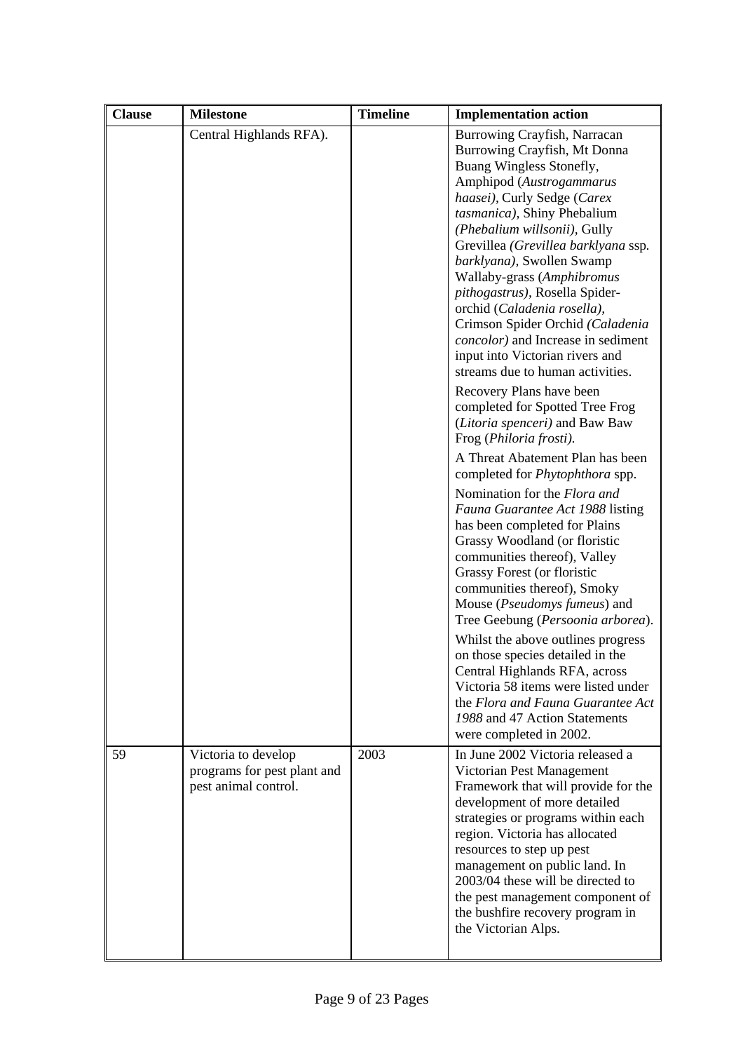| Clause | Milestone | Timeline | Implementation action |
|---|---|---|---|
| | Central Highlands RFA). | | Burrowing Crayfish, Narracan Burrowing Crayfish, Mt Donna Buang Wingless Stonefly, Amphipod (*Austrogammarus haasei)*, Curly Sedge (*Carex tasmanica)*, Shiny Phebalium *(Phebalium willsonii)*, Gully Grevillea *(Grevillea barklyana* ssp. *barklyana)*, Swollen Swamp Wallaby-grass (*Amphibromus pithogastrus)*, Rosella Spider-orchid (*Caladenia rosella)*, Crimson Spider Orchid *(Caladenia concolor)* and Increase in sediment input into Victorian rivers and streams due to human activities.<br><br>Recovery Plans have been completed for Spotted Tree Frog (*Litoria spenceri)* and Baw Baw Frog (*Philoria frosti).*<br><br>A Threat Abatement Plan has been completed for *Phytophthora* spp.<br><br>Nomination for the *Flora and Fauna Guarantee Act 1988* listing has been completed for Plains Grassy Woodland (or floristic communities thereof), Valley Grassy Forest (or floristic communities thereof), Smoky Mouse (*Pseudomys fumeus*) and Tree Geebung (*Persoonia arborea*).<br><br>Whilst the above outlines progress on those species detailed in the Central Highlands RFA, across Victoria 58 items were listed under the *Flora and Fauna Guarantee Act 1988* and 47 Action Statements were completed in 2002. |
| 59 | Victoria to develop programs for pest plant and pest animal control. | 2003 | In June 2002 Victoria released a Victorian Pest Management Framework that will provide for the development of more detailed strategies or programs within each region. Victoria has allocated resources to step up pest management on public land. In 2003/04 these will be directed to the pest management component of the bushfire recovery program in the Victorian Alps. |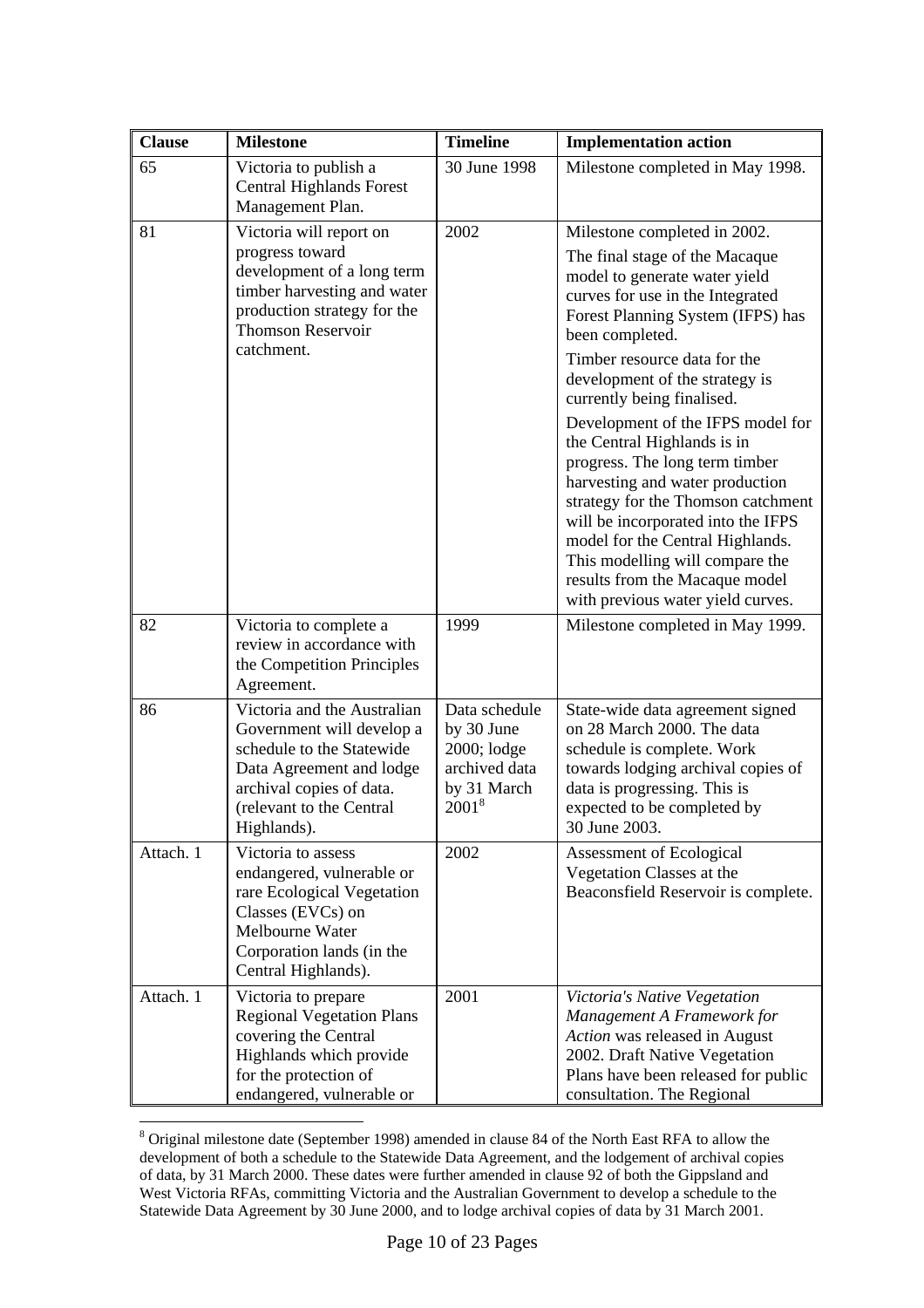| Clause | Milestone | Timeline | Implementation action |
|---|---|---|---|
| 65 | Victoria to publish a Central Highlands Forest Management Plan. | 30 June 1998 | Milestone completed in May 1998. |
| 81 | Victoria will report on progress toward development of a long term timber harvesting and water production strategy for the Thomson Reservoir catchment. | 2002 | Milestone completed in 2002. The final stage of the Macaque model to generate water yield curves for use in the Integrated Forest Planning System (IFPS) has been completed. Timber resource data for the development of the strategy is currently being finalised. Development of the IFPS model for the Central Highlands is in progress. The long term timber harvesting and water production strategy for the Thomson catchment will be incorporated into the IFPS model for the Central Highlands. This modelling will compare the results from the Macaque model with previous water yield curves. |
| 82 | Victoria to complete a review in accordance with the Competition Principles Agreement. | 1999 | Milestone completed in May 1999. |
| 86 | Victoria and the Australian Government will develop a schedule to the Statewide Data Agreement and lodge archival copies of data. (relevant to the Central Highlands). | Data schedule by 30 June 2000; lodge archived data by 31 March 2001[8] | State-wide data agreement signed on 28 March 2000. The data schedule is complete. Work towards lodging archival copies of data is progressing. This is expected to be completed by 30 June 2003. |
| Attach. 1 | Victoria to assess endangered, vulnerable or rare Ecological Vegetation Classes (EVCs) on Melbourne Water Corporation lands (in the Central Highlands). | 2002 | Assessment of Ecological Vegetation Classes at the Beaconsfield Reservoir is complete. |
| Attach. 1 | Victoria to prepare Regional Vegetation Plans covering the Central Highlands which provide for the protection of endangered, vulnerable or | 2001 | *Victoria's Native Vegetation Management A Framework for Action* was released in August 2002. Draft Native Vegetation Plans have been released for public consultation. The Regional |

[8] Original milestone date (September 1998) amended in clause 84 of the North East RFA to allow the development of both a schedule to the Statewide Data Agreement, and the lodgement of archival copies of data, by 31 March 2000. These dates were further amended in clause 92 of both the Gippsland and West Victoria RFAs, committing Victoria and the Australian Government to develop a schedule to the Statewide Data Agreement by 30 June 2000, and to lodge archival copies of data by 31 March 2001.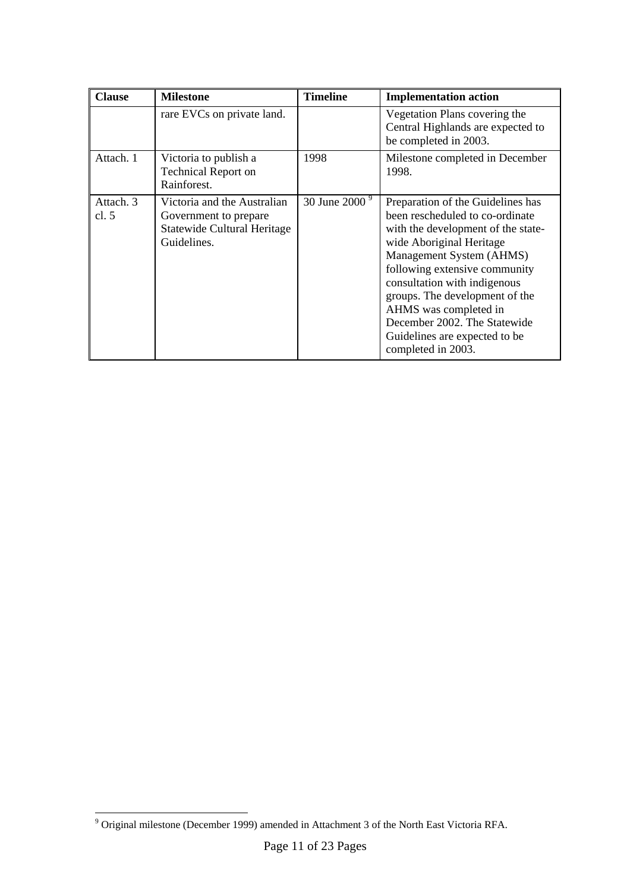| Clause | Milestone | Timeline | Implementation action |
|---|---|---|---|
| | rare EVCs on private land. | | Vegetation Plans covering the Central Highlands are expected to be completed in 2003. |
| Attach. 1 | Victoria to publish a Technical Report on Rainforest. | 1998 | Milestone completed in December 1998. |
| Attach. 3 cl. 5 | Victoria and the Australian Government to prepare Statewide Cultural Heritage Guidelines. | 30 June 2000 [9] | Preparation of the Guidelines has been rescheduled to co-ordinate with the development of the state-wide Aboriginal Heritage Management System (AHMS) following extensive community consultation with indigenous groups. The development of the AHMS was completed in December 2002. The Statewide Guidelines are expected to be completed in 2003. |

[9] Original milestone (December 1999) amended in Attachment 3 of the North East Victoria RFA.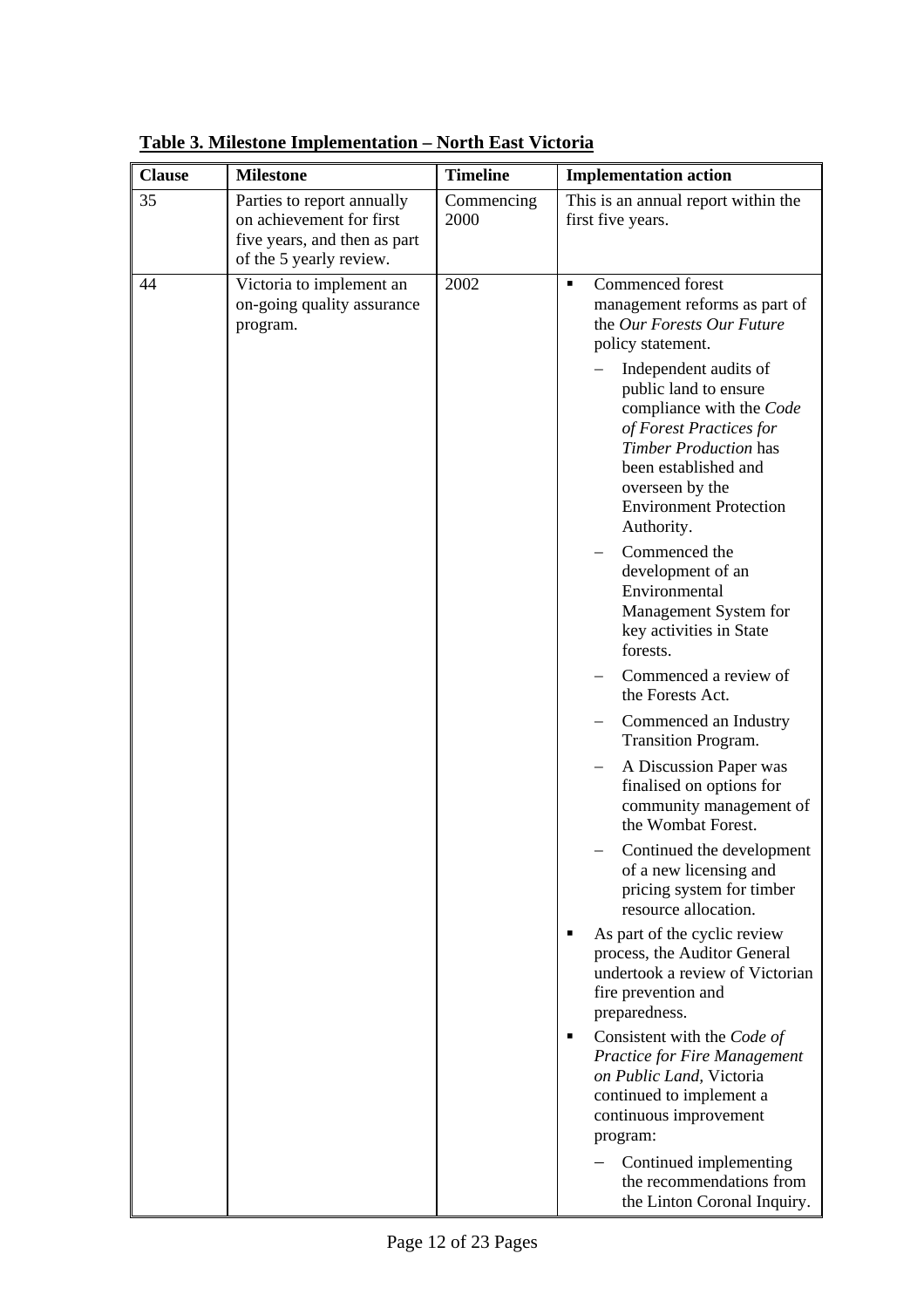**Table 3. Milestone Implementation – North East Victoria**

| Clause | Milestone | Timeline | Implementation action |
|---|---|---|---|
| 35 | Parties to report annually on achievement for first five years, and then as part of the 5 yearly review. | Commencing 2000 | This is an annual report within the first five years. |
| 44 | Victoria to implement an on-going quality assurance program. | 2002 | ▪ Commenced forest management reforms as part of the *Our Forests Our Future* policy statement.<br>– Independent audits of public land to ensure compliance with the *Code of Forest Practices for Timber Production* has been established and overseen by the Environment Protection Authority.<br>– Commenced the development of an Environmental Management System for key activities in State forests.<br>– Commenced a review of the Forests Act.<br>– Commenced an Industry Transition Program.<br>– A Discussion Paper was finalised on options for community management of the Wombat Forest.<br>– Continued the development of a new licensing and pricing system for timber resource allocation.<br>▪ As part of the cyclic review process, the Auditor General undertook a review of Victorian fire prevention and preparedness.<br>▪ Consistent with the *Code of Practice for Fire Management on Public Land,* Victoria continued to implement a continuous improvement program:<br>– Continued implementing the recommendations from the Linton Coronal Inquiry. |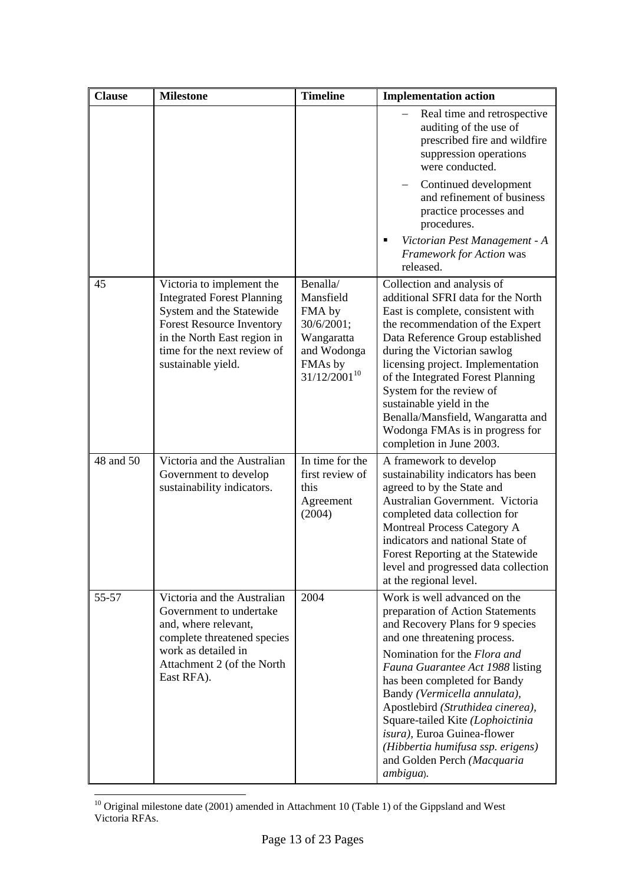| Clause | Milestone | Timeline | Implementation action |
|---|---|---|---|
| | | | – Real time and retrospective auditing of the use of prescribed fire and wildfire suppression operations were conducted.<br>– Continued development and refinement of business practice processes and procedures.<br>▪ *Victorian Pest Management - A Framework for Action* was released. |
| 45 | Victoria to implement the Integrated Forest Planning System and the Statewide Forest Resource Inventory in the North East region in time for the next review of sustainable yield. | Benalla/ Mansfield FMA by 30/6/2001; Wangaratta and Wodonga FMAs by 31/12/2001[10] | Collection and analysis of additional SFRI data for the North East is complete, consistent with the recommendation of the Expert Data Reference Group established during the Victorian sawlog licensing project. Implementation of the Integrated Forest Planning System for the review of sustainable yield in the Benalla/Mansfield, Wangaratta and Wodonga FMAs is in progress for completion in June 2003. |
| 48 and 50 | Victoria and the Australian Government to develop sustainability indicators. | In time for the first review of this Agreement (2004) | A framework to develop sustainability indicators has been agreed to by the State and Australian Government. Victoria completed data collection for Montreal Process Category A indicators and national State of Forest Reporting at the Statewide level and progressed data collection at the regional level. |
| 55-57 | Victoria and the Australian Government to undertake and, where relevant, complete threatened species work as detailed in Attachment 2 (of the North East RFA). | 2004 | Work is well advanced on the preparation of Action Statements and Recovery Plans for 9 species and one threatening process.<br>Nomination for the *Flora and Fauna Guarantee Act 1988* listing has been completed for Bandy Bandy *(Vermicella annulata)*, Apostlebird *(Struthidea cinerea)*, Square-tailed Kite *(Lophoictinia isura)*, Euroa Guinea-flower *(Hibbertia humifusa ssp. erigens)* and Golden Perch *(Macquaria ambigua*). |

[10] Original milestone date (2001) amended in Attachment 10 (Table 1) of the Gippsland and West Victoria RFAs.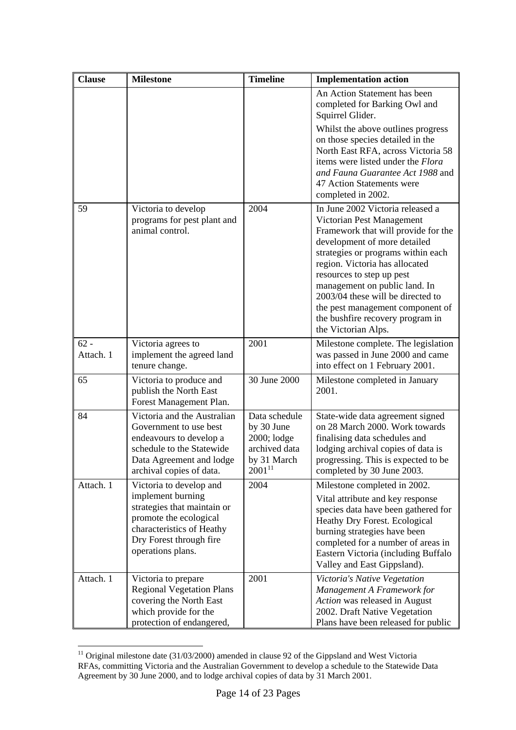| Clause | Milestone | Timeline | Implementation action |
|---|---|---|---|
| | | | An Action Statement has been completed for Barking Owl and Squirrel Glider. Whilst the above outlines progress on those species detailed in the North East RFA, across Victoria 58 items were listed under the *Flora and Fauna Guarantee Act 1988* and 47 Action Statements were completed in 2002. |
| 59 | Victoria to develop programs for pest plant and animal control. | 2004 | In June 2002 Victoria released a Victorian Pest Management Framework that will provide for the development of more detailed strategies or programs within each region. Victoria has allocated resources to step up pest management on public land. In 2003/04 these will be directed to the pest management component of the bushfire recovery program in the Victorian Alps. |
| 62 - Attach. 1 | Victoria agrees to implement the agreed land tenure change. | 2001 | Milestone complete. The legislation was passed in June 2000 and came into effect on 1 February 2001. |
| 65 | Victoria to produce and publish the North East Forest Management Plan. | 30 June 2000 | Milestone completed in January 2001. |
| 84 | Victoria and the Australian Government to use best endeavours to develop a schedule to the Statewide Data Agreement and lodge archival copies of data. | Data schedule by 30 June 2000; lodge archived data by 31 March 2001[11] | State-wide data agreement signed on 28 March 2000. Work towards finalising data schedules and lodging archival copies of data is progressing. This is expected to be completed by 30 June 2003. |
| Attach. 1 | Victoria to develop and implement burning strategies that maintain or promote the ecological characteristics of Heathy Dry Forest through fire operations plans. | 2004 | Milestone completed in 2002. Vital attribute and key response species data have been gathered for Heathy Dry Forest. Ecological burning strategies have been completed for a number of areas in Eastern Victoria (including Buffalo Valley and East Gippsland). |
| Attach. 1 | Victoria to prepare Regional Vegetation Plans covering the North East which provide for the protection of endangered, | 2001 | *Victoria's Native Vegetation Management A Framework for Action* was released in August 2002. Draft Native Vegetation Plans have been released for public |

[11] Original milestone date (31/03/2000) amended in clause 92 of the Gippsland and West Victoria RFAs, committing Victoria and the Australian Government to develop a schedule to the Statewide Data Agreement by 30 June 2000, and to lodge archival copies of data by 31 March 2001.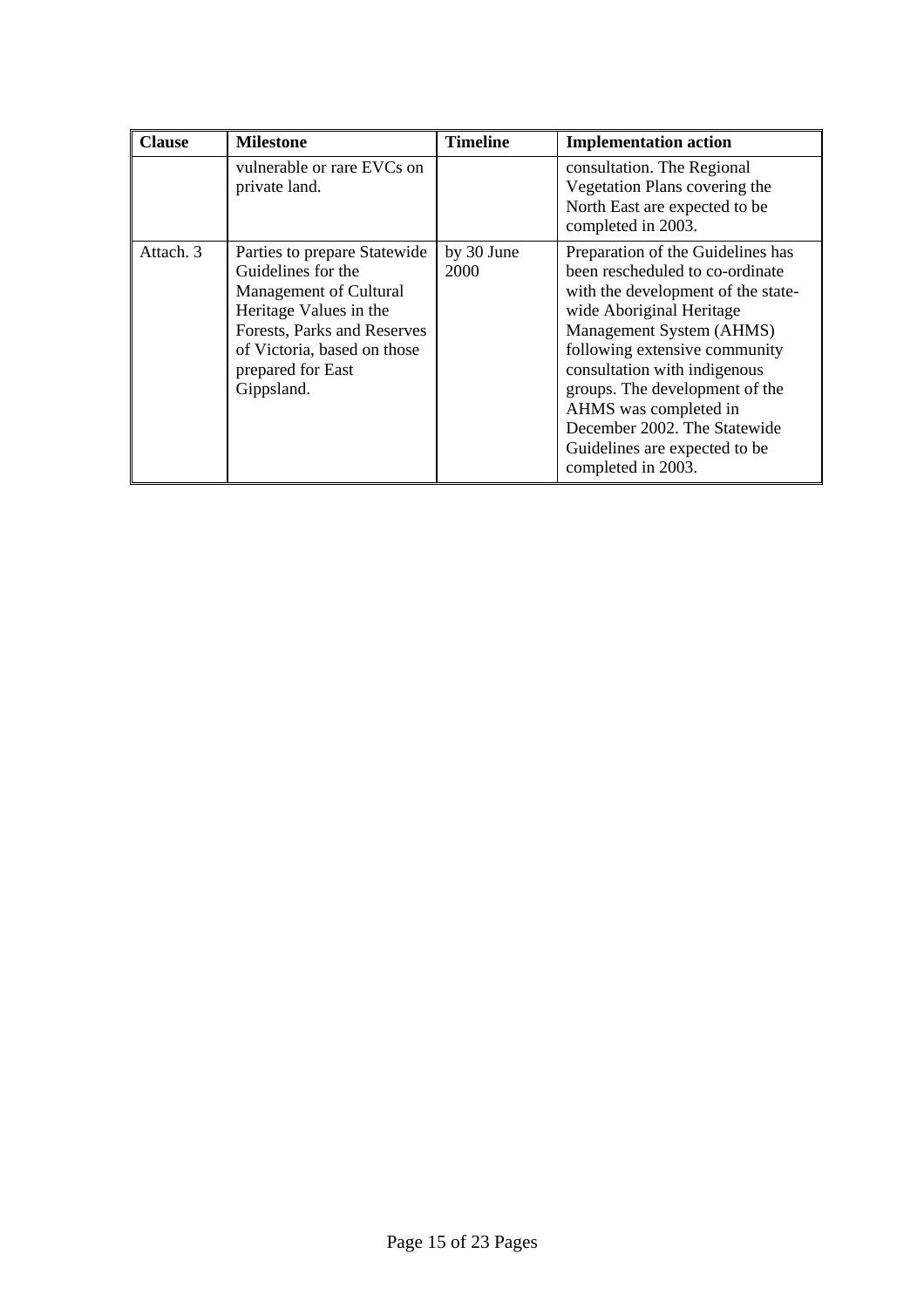| Clause | Milestone | Timeline | Implementation action |
| --- | --- | --- | --- |
| | vulnerable or rare EVCs on private land. | | consultation. The Regional Vegetation Plans covering the North East are expected to be completed in 2003. |
| Attach. 3 | Parties to prepare Statewide Guidelines for the Management of Cultural Heritage Values in the Forests, Parks and Reserves of Victoria, based on those prepared for East Gippsland. | by 30 June 2000 | Preparation of the Guidelines has been rescheduled to co-ordinate with the development of the state-wide Aboriginal Heritage Management System (AHMS) following extensive community consultation with indigenous groups. The development of the AHMS was completed in December 2002. The Statewide Guidelines are expected to be completed in 2003. |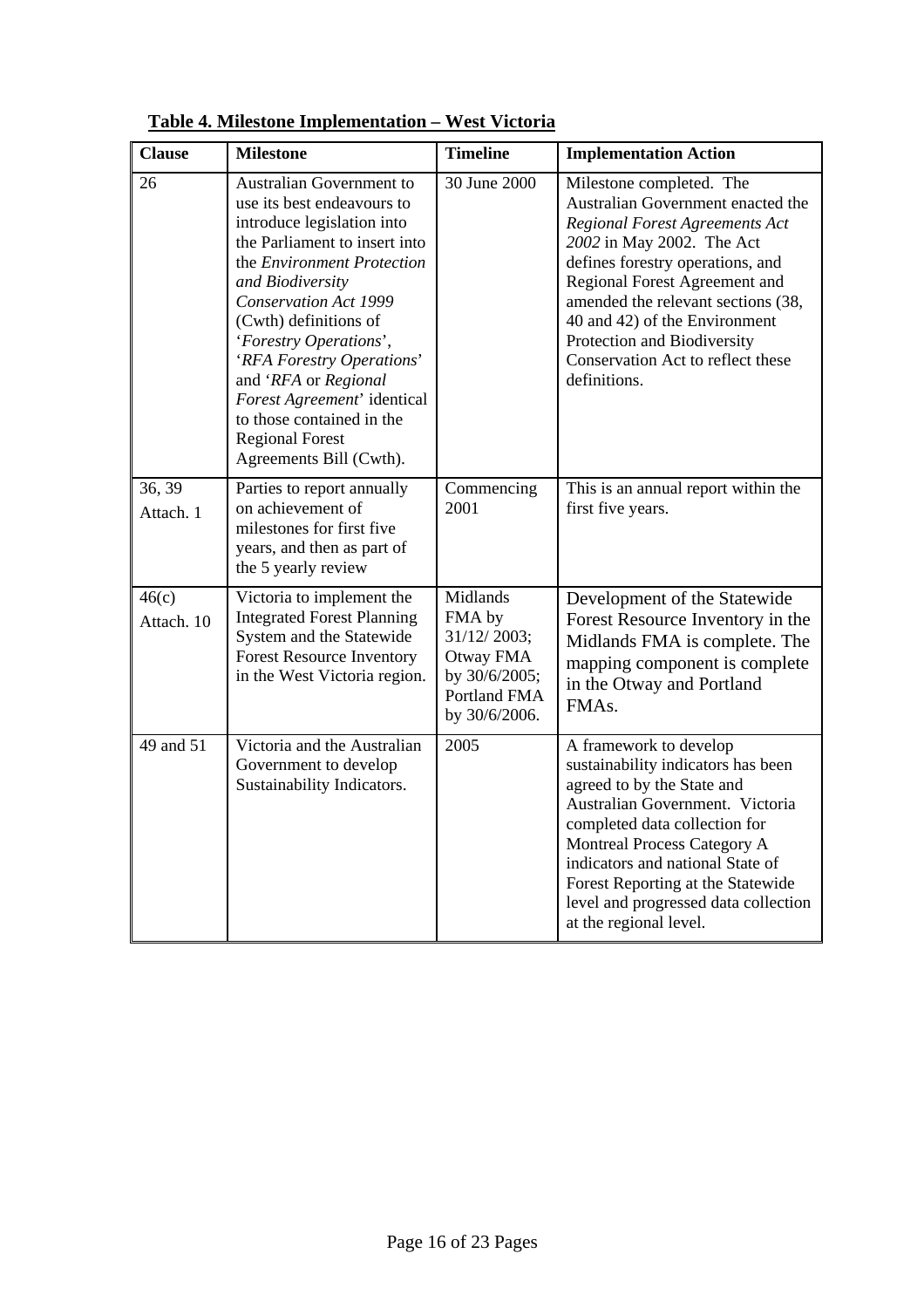**Table 4. Milestone Implementation – West Victoria**

| Clause | Milestone | Timeline | Implementation Action |
|---|---|---|---|
| 26 | Australian Government to use its best endeavours to introduce legislation into the Parliament to insert into the *Environment Protection and Biodiversity Conservation Act 1999* (Cwth) definitions of '*Forestry Operations*', '*RFA Forestry Operations*' and '*RFA* or *Regional Forest Agreement*' identical to those contained in the Regional Forest Agreements Bill (Cwth). | 30 June 2000 | Milestone completed. The Australian Government enacted the *Regional Forest Agreements Act 2002* in May 2002. The Act defines forestry operations, and Regional Forest Agreement and amended the relevant sections (38, 40 and 42) of the Environment Protection and Biodiversity Conservation Act to reflect these definitions. |
| 36, 39 Attach. 1 | Parties to report annually on achievement of milestones for first five years, and then as part of the 5 yearly review | Commencing 2001 | This is an annual report within the first five years. |
| 46(c) Attach. 10 | Victoria to implement the Integrated Forest Planning System and the Statewide Forest Resource Inventory in the West Victoria region. | Midlands FMA by 31/12/ 2003; Otway FMA by 30/6/2005; Portland FMA by 30/6/2006. | Development of the Statewide Forest Resource Inventory in the Midlands FMA is complete. The mapping component is complete in the Otway and Portland FMAs. |
| 49 and 51 | Victoria and the Australian Government to develop Sustainability Indicators. | 2005 | A framework to develop sustainability indicators has been agreed to by the State and Australian Government. Victoria completed data collection for Montreal Process Category A indicators and national State of Forest Reporting at the Statewide level and progressed data collection at the regional level. |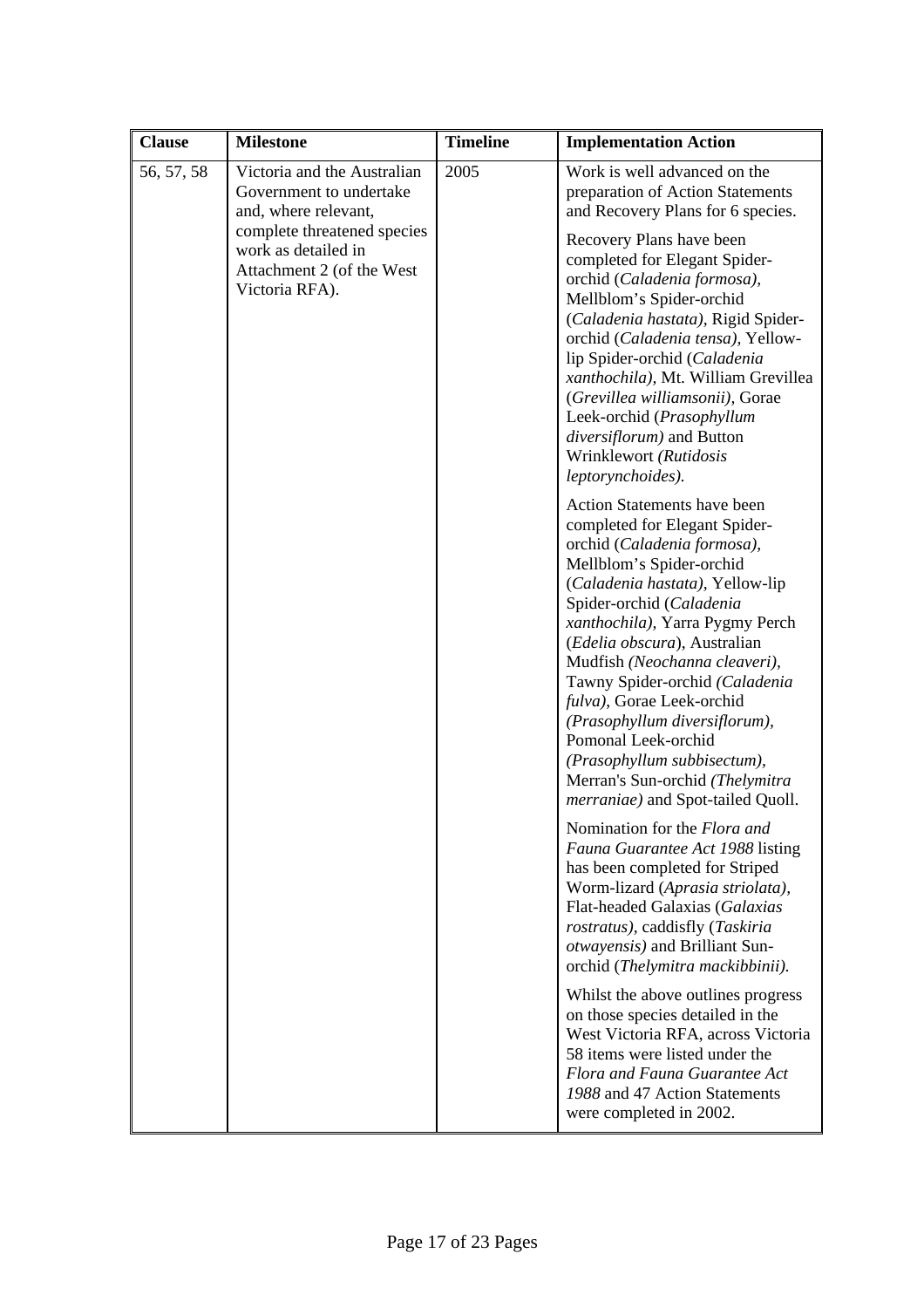| Clause | Milestone | Timeline | Implementation Action |
|---|---|---|---|
| 56, 57, 58 | Victoria and the Australian Government to undertake and, where relevant, complete threatened species work as detailed in Attachment 2 (of the West Victoria RFA). | 2005 | Work is well advanced on the preparation of Action Statements and Recovery Plans for 6 species.<br><br>Recovery Plans have been completed for Elegant Spider-orchid (*Caladenia formosa),* Mellblom's Spider-orchid (*Caladenia hastata),* Rigid Spider-orchid (*Caladenia tensa),* Yellow-lip Spider-orchid (*Caladenia xanthochila),* Mt. William Grevillea (*Grevillea williamsonii),* Gorae Leek-orchid (*Prasophyllum diversiflorum)* and Button Wrinklewort *(Rutidosis leptorynchoides).*<br><br>Action Statements have been completed for Elegant Spider-orchid (*Caladenia formosa),* Mellblom's Spider-orchid (*Caladenia hastata),* Yellow-lip Spider-orchid (*Caladenia xanthochila),* Yarra Pygmy Perch (*Edelia obscura*), Australian Mudfish *(Neochanna cleaveri),* Tawny Spider-orchid *(Caladenia fulva)*, Gorae Leek-orchid *(Prasophyllum diversiflorum),* Pomonal Leek-orchid *(Prasophyllum subbisectum),* Merran's Sun-orchid *(Thelymitra merraniae)* and Spot-tailed Quoll.<br><br>Nomination for the *Flora and Fauna Guarantee Act 1988* listing has been completed for Striped Worm-lizard (*Aprasia striolata),* Flat-headed Galaxias (*Galaxias rostratus),* caddisfly (*Taskiria otwayensis)* and Brilliant Sun-orchid (*Thelymitra mackibbinii).*<br><br>Whilst the above outlines progress on those species detailed in the West Victoria RFA, across Victoria 58 items were listed under the *Flora and Fauna Guarantee Act 1988* and 47 Action Statements were completed in 2002. |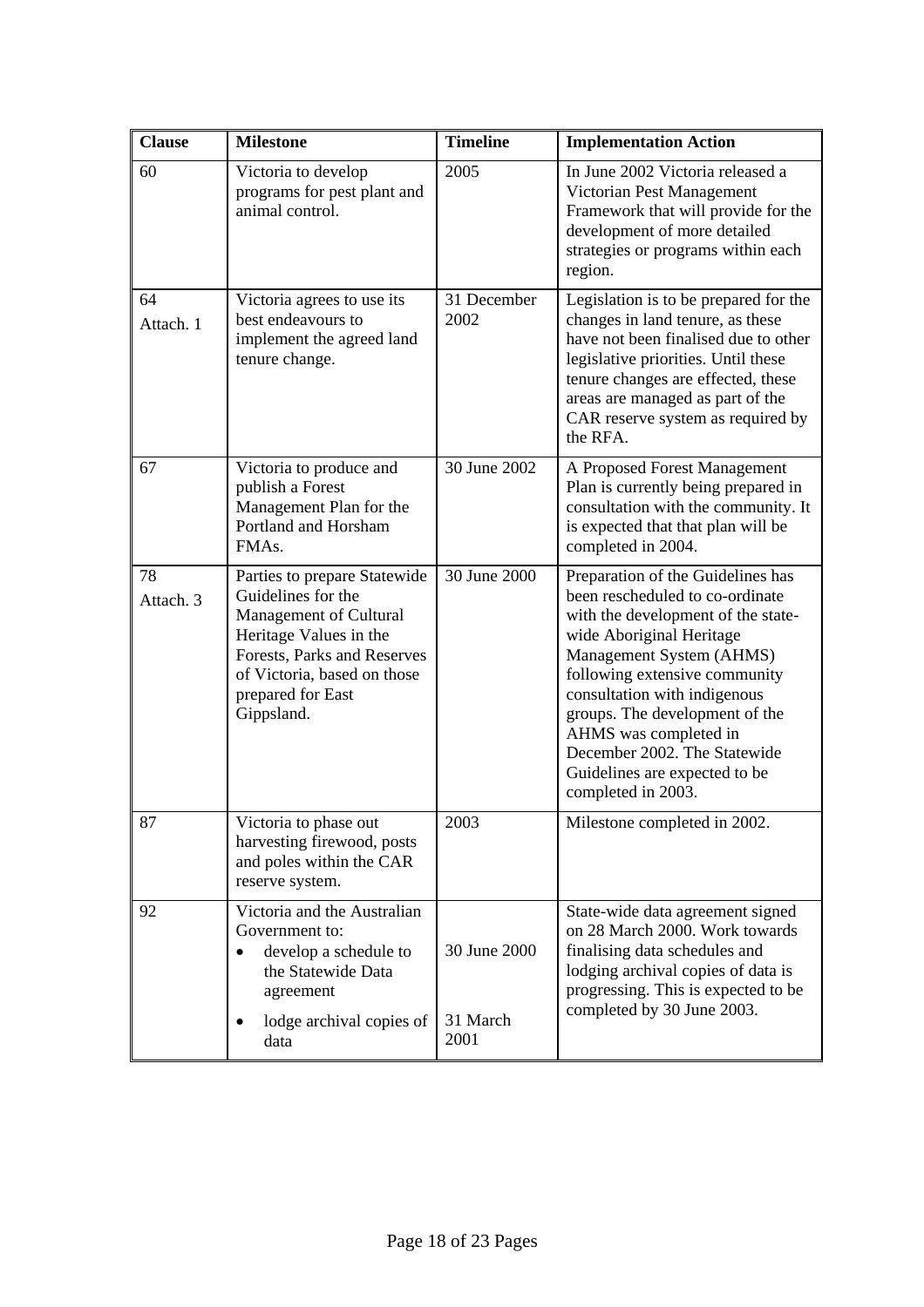| Clause | Milestone | Timeline | Implementation Action |
|---|---|---|---|
| 60 | Victoria to develop programs for pest plant and animal control. | 2005 | In June 2002 Victoria released a Victorian Pest Management Framework that will provide for the development of more detailed strategies or programs within each region. |
| 64 Attach. 1 | Victoria agrees to use its best endeavours to implement the agreed land tenure change. | 31 December 2002 | Legislation is to be prepared for the changes in land tenure, as these have not been finalised due to other legislative priorities. Until these tenure changes are effected, these areas are managed as part of the CAR reserve system as required by the RFA. |
| 67 | Victoria to produce and publish a Forest Management Plan for the Portland and Horsham FMAs. | 30 June 2002 | A Proposed Forest Management Plan is currently being prepared in consultation with the community. It is expected that that plan will be completed in 2004. |
| 78 Attach. 3 | Parties to prepare Statewide Guidelines for the Management of Cultural Heritage Values in the Forests, Parks and Reserves of Victoria, based on those prepared for East Gippsland. | 30 June 2000 | Preparation of the Guidelines has been rescheduled to co-ordinate with the development of the state-wide Aboriginal Heritage Management System (AHMS) following extensive community consultation with indigenous groups. The development of the AHMS was completed in December 2002. The Statewide Guidelines are expected to be completed in 2003. |
| 87 | Victoria to phase out harvesting firewood, posts and poles within the CAR reserve system. | 2003 | Milestone completed in 2002. |
| 92 | Victoria and the Australian Government to:<br>• develop a schedule to the Statewide Data agreement<br>• lodge archival copies of data | 30 June 2000<br><br>31 March 2001 | State-wide data agreement signed on 28 March 2000. Work towards finalising data schedules and lodging archival copies of data is progressing. This is expected to be completed by 30 June 2003. |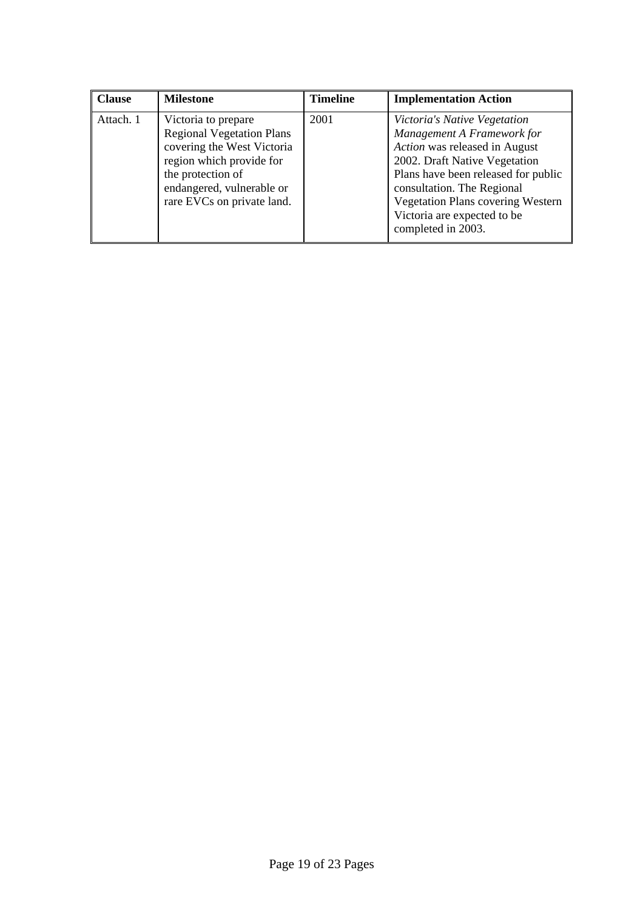| Clause | Milestone | Timeline | Implementation Action |
|---|---|---|---|
| Attach. 1 | Victoria to prepare Regional Vegetation Plans covering the West Victoria region which provide for the protection of endangered, vulnerable or rare EVCs on private land. | 2001 | *Victoria's Native Vegetation Management A Framework for Action* was released in August 2002. Draft Native Vegetation Plans have been released for public consultation. The Regional Vegetation Plans covering Western Victoria are expected to be completed in 2003. |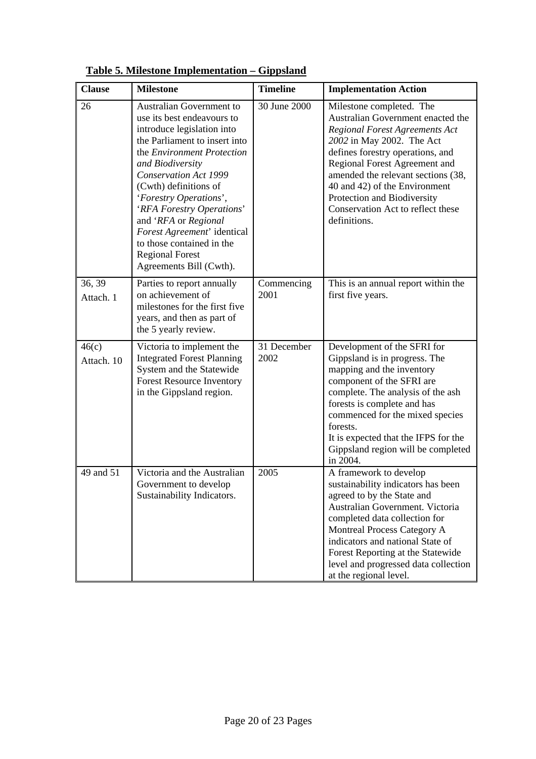**Table 5. Milestone Implementation – Gippsland**

| Clause | Milestone | Timeline | Implementation Action |
|---|---|---|---|
| 26 | Australian Government to use its best endeavours to introduce legislation into the Parliament to insert into the *Environment Protection and Biodiversity Conservation Act 1999* (Cwth) definitions of '*Forestry Operations*', '*RFA Forestry Operations*' and '*RFA* or *Regional Forest Agreement*' identical to those contained in the Regional Forest Agreements Bill (Cwth). | 30 June 2000 | Milestone completed. The Australian Government enacted the *Regional Forest Agreements Act 2002* in May 2002. The Act defines forestry operations, and Regional Forest Agreement and amended the relevant sections (38, 40 and 42) of the Environment Protection and Biodiversity Conservation Act to reflect these definitions. |
| 36, 39 Attach. 1 | Parties to report annually on achievement of milestones for the first five years, and then as part of the 5 yearly review. | Commencing 2001 | This is an annual report within the first five years. |
| 46(c) Attach. 10 | Victoria to implement the Integrated Forest Planning System and the Statewide Forest Resource Inventory in the Gippsland region. | 31 December 2002 | Development of the SFRI for Gippsland is in progress. The mapping and the inventory component of the SFRI are complete. The analysis of the ash forests is complete and has commenced for the mixed species forests.<br>It is expected that the IFPS for the Gippsland region will be completed in 2004. |
| 49 and 51 | Victoria and the Australian Government to develop Sustainability Indicators. | 2005 | A framework to develop sustainability indicators has been agreed to by the State and Australian Government. Victoria completed data collection for Montreal Process Category A indicators and national State of Forest Reporting at the Statewide level and progressed data collection at the regional level. |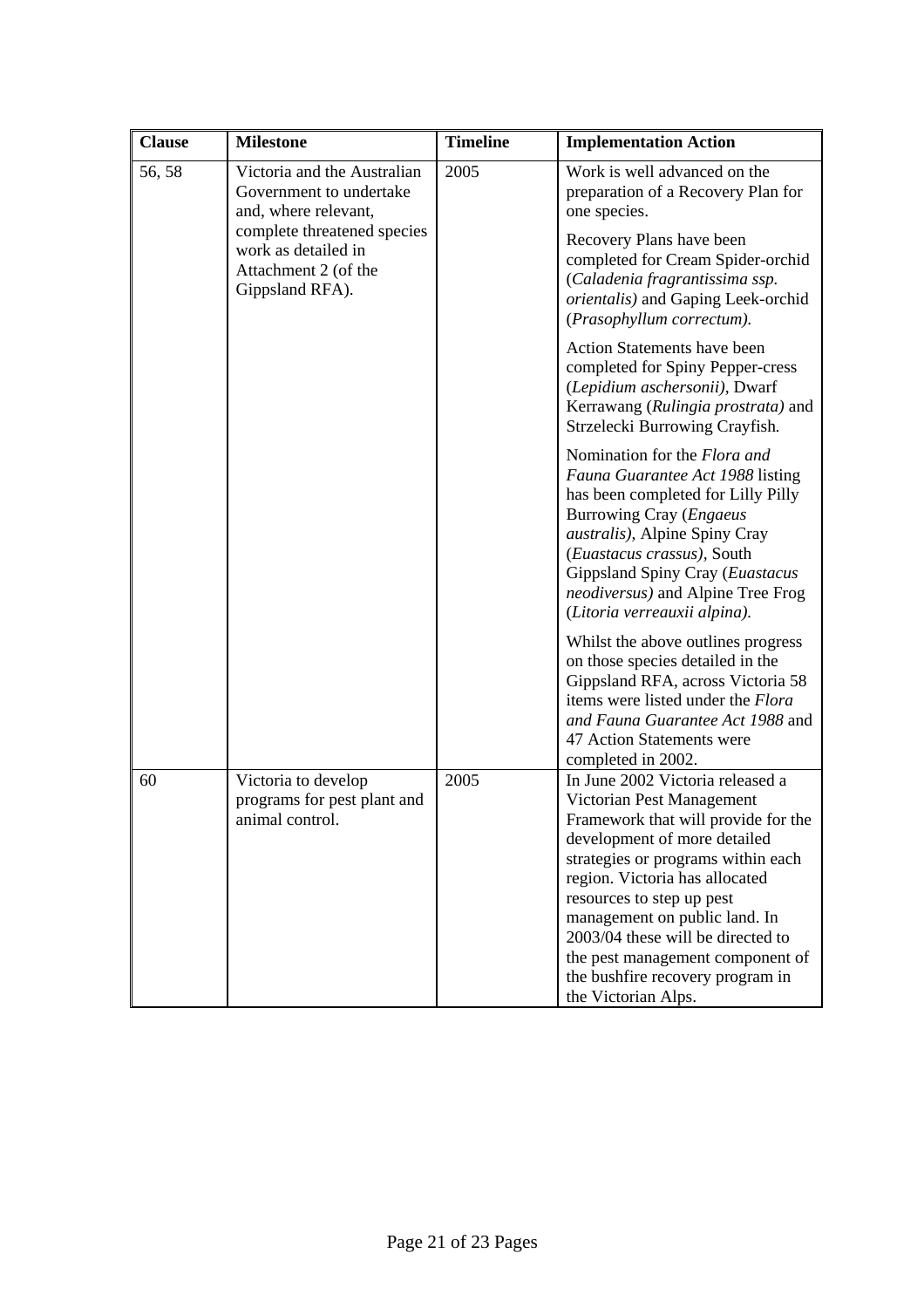| Clause | Milestone | Timeline | Implementation Action |
|---|---|---|---|
| 56, 58 | Victoria and the Australian Government to undertake and, where relevant, complete threatened species work as detailed in Attachment 2 (of the Gippsland RFA). | 2005 | Work is well advanced on the preparation of a Recovery Plan for one species.<br><br>Recovery Plans have been completed for Cream Spider-orchid (*Caladenia fragrantissima ssp. orientalis)* and Gaping Leek-orchid (*Prasophyllum correctum).*<br><br>Action Statements have been completed for Spiny Pepper-cress (*Lepidium aschersonii)*, Dwarf Kerrawang (*Rulingia prostrata)* and Strzelecki Burrowing Crayfish.<br><br>Nomination for the *Flora and Fauna Guarantee Act 1988* listing has been completed for Lilly Pilly Burrowing Cray (*Engaeus australis)*, Alpine Spiny Cray (*Euastacus crassus)*, South Gippsland Spiny Cray (*Euastacus neodiversus)* and Alpine Tree Frog (*Litoria verreauxii alpina).*<br><br>Whilst the above outlines progress on those species detailed in the Gippsland RFA, across Victoria 58 items were listed under the *Flora and Fauna Guarantee Act 1988* and 47 Action Statements were completed in 2002. |
| 60 | Victoria to develop programs for pest plant and animal control. | 2005 | In June 2002 Victoria released a Victorian Pest Management Framework that will provide for the development of more detailed strategies or programs within each region. Victoria has allocated resources to step up pest management on public land. In 2003/04 these will be directed to the pest management component of the bushfire recovery program in the Victorian Alps. |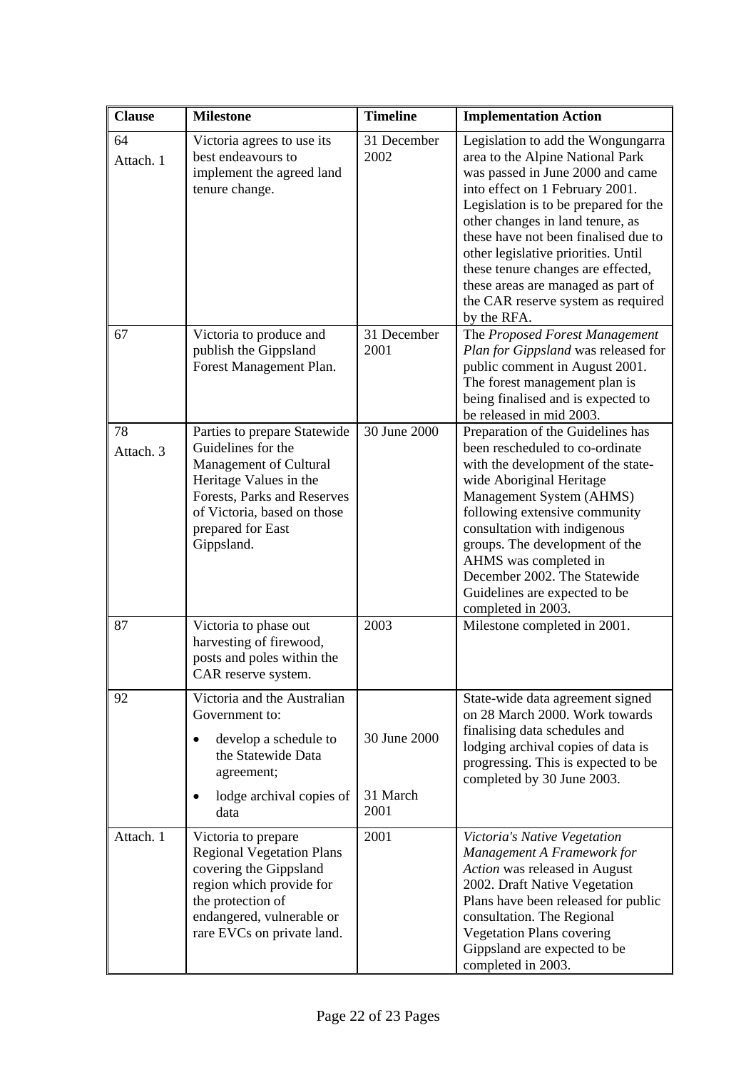| Clause | Milestone | Timeline | Implementation Action |
|---|---|---|---|
| 64 Attach. 1 | Victoria agrees to use its best endeavours to implement the agreed land tenure change. | 31 December 2002 | Legislation to add the Wongungarra area to the Alpine National Park was passed in June 2000 and came into effect on 1 February 2001. Legislation is to be prepared for the other changes in land tenure, as these have not been finalised due to other legislative priorities. Until these tenure changes are effected, these areas are managed as part of the CAR reserve system as required by the RFA. |
| 67 | Victoria to produce and publish the Gippsland Forest Management Plan. | 31 December 2001 | The *Proposed Forest Management Plan for Gippsland* was released for public comment in August 2001. The forest management plan is being finalised and is expected to be released in mid 2003. |
| 78 Attach. 3 | Parties to prepare Statewide Guidelines for the Management of Cultural Heritage Values in the Forests, Parks and Reserves of Victoria, based on those prepared for East Gippsland. | 30 June 2000 | Preparation of the Guidelines has been rescheduled to co-ordinate with the development of the state-wide Aboriginal Heritage Management System (AHMS) following extensive community consultation with indigenous groups. The development of the AHMS was completed in December 2002. The Statewide Guidelines are expected to be completed in 2003. |
| 87 | Victoria to phase out harvesting of firewood, posts and poles within the CAR reserve system. | 2003 | Milestone completed in 2001. |
| 92 | Victoria and the Australian Government to:<br>• develop a schedule to the Statewide Data agreement;<br>• lodge archival copies of data | <br>30 June 2000<br><br>31 March 2001 | State-wide data agreement signed on 28 March 2000. Work towards finalising data schedules and lodging archival copies of data is progressing. This is expected to be completed by 30 June 2003. |
| Attach. 1 | Victoria to prepare Regional Vegetation Plans covering the Gippsland region which provide for the protection of endangered, vulnerable or rare EVCs on private land. | 2001 | *Victoria's Native Vegetation Management A Framework for Action* was released in August 2002. Draft Native Vegetation Plans have been released for public consultation. The Regional Vegetation Plans covering Gippsland are expected to be completed in 2003. |